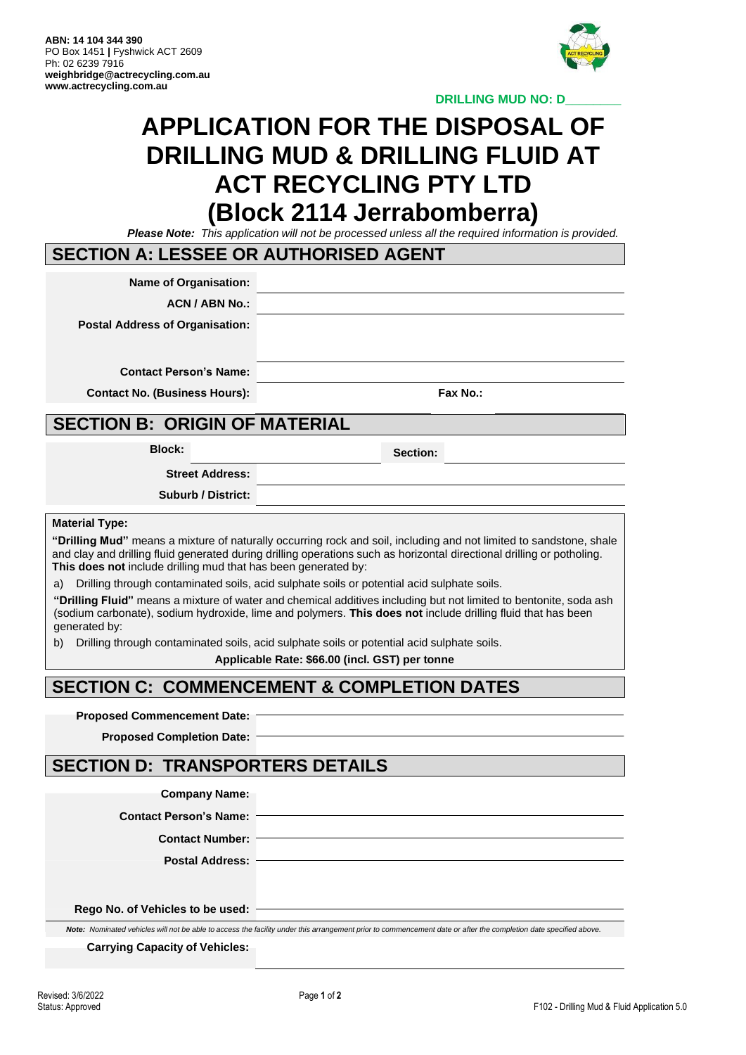**ABN: 14 104 344 390**
PO Box 1451 | Fyshwick ACT 2609
Ph: 02 6239 7916
**weighbridge@actrecycling.com.au**
**www.actrecycling.com.au**

**DRILLING MUD NO: D________**

# APPLICATION FOR THE DISPOSAL OF DRILLING MUD & DRILLING FLUID AT ACT RECYCLING PTY LTD (Block 2114 Jerrabomberra)

***Please Note:*** *This application will not be processed unless all the required information is provided.*

## SECTION A: LESSEE OR AUTHORISED AGENT

**Name of Organisation:** ____________________

**ACN / ABN No.:** ____________________

**Postal Address of Organisation:** ____________________

**Contact Person's Name:** ____________________

**Contact No. (Business Hours):** ____________________ **Fax No.:** ____________________

## SECTION B: ORIGIN OF MATERIAL

**Block:** ____________________ **Section:** ____________________

**Street Address:** ____________________

**Suburb / District:** ____________________

**Material Type:**

**"Drilling Mud"** means a mixture of naturally occurring rock and soil, including and not limited to sandstone, shale and clay and drilling fluid generated during drilling operations such as horizontal directional drilling or potholing. **This does not** include drilling mud that has been generated by:

a) Drilling through contaminated soils, acid sulphate soils or potential acid sulphate soils.

**"Drilling Fluid"** means a mixture of water and chemical additives including but not limited to bentonite, soda ash (sodium carbonate), sodium hydroxide, lime and polymers. **This does not** include drilling fluid that has been generated by:

b) Drilling through contaminated soils, acid sulphate soils or potential acid sulphate soils.

**Applicable Rate: $66.00 (incl. GST) per tonne**

## SECTION C: COMMENCEMENT & COMPLETION DATES

**Proposed Commencement Date:** ____________________

**Proposed Completion Date:** ____________________

## SECTION D: TRANSPORTERS DETAILS

**Company Name:** ____________________

**Contact Person's Name:** ____________________

**Contact Number:** ____________________

**Postal Address:** ____________________

**Rego No. of Vehicles to be used:** ____________________

***Note:*** *Nominated vehicles will not be able to access the facility under this arrangement prior to commencement date or after the completion date specified above.*

**Carrying Capacity of Vehicles:** ____________________

Revised: 3/6/2022
Status: Approved

F102 - Drilling Mud & Fluid Application 5.0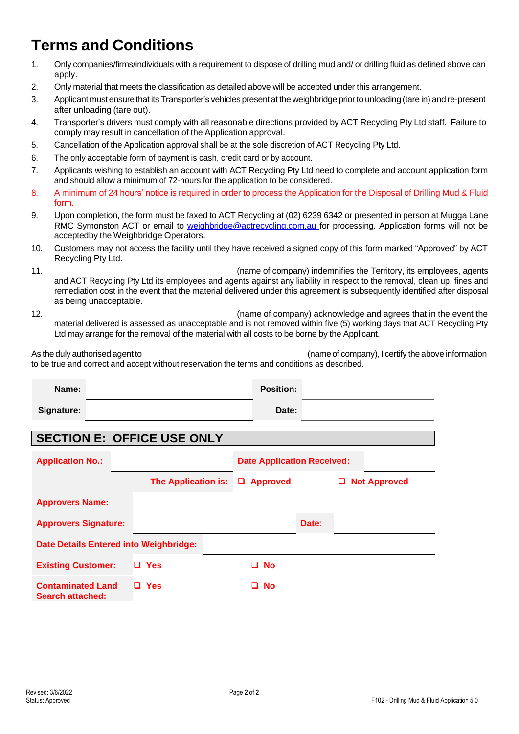# Terms and Conditions

1. Only companies/firms/individuals with a requirement to dispose of drilling mud and/ or drilling fluid as defined above can apply.
2. Only material that meets the classification as detailed above will be accepted under this arrangement.
3. Applicant must ensure that its Transporter's vehicles present at the weighbridge prior to unloading (tare in) and re-present after unloading (tare out).
4. Transporter's drivers must comply with all reasonable directions provided by ACT Recycling Pty Ltd staff. Failure to comply may result in cancellation of the Application approval.
5. Cancellation of the Application approval shall be at the sole discretion of ACT Recycling Pty Ltd.
6. The only acceptable form of payment is cash, credit card or by account.
7. Applicants wishing to establish an account with ACT Recycling Pty Ltd need to complete and account application form and should allow a minimum of 72-hours for the application to be considered.
8. A minimum of 24 hours' notice is required in order to process the Application for the Disposal of Drilling Mud & Fluid form.
9. Upon completion, the form must be faxed to ACT Recycling at (02) 6239 6342 or presented in person at Mugga Lane RMC Symonston ACT or email to weighbridge@actrecycling.com.au for processing. Application forms will not be acceptedby the Weighbridge Operators.
10. Customers may not access the facility until they have received a signed copy of this form marked "Approved" by ACT Recycling Pty Ltd.
11. ________________________________________(name of company) indemnifies the Territory, its employees, agents and ACT Recycling Pty Ltd its employees and agents against any liability in respect to the removal, clean up, fines and remediation cost in the event that the material delivered under this agreement is subsequently identified after disposal as being unacceptable.
12. ________________________________________(name of company) acknowledge and agrees that in the event the material delivered is assessed as unacceptable and is not removed within five (5) working days that ACT Recycling Pty Ltd may arrange for the removal of the material with all costs to be borne by the Applicant.

As the duly authorised agent to____________________________________(name of company), I certify the above information to be true and correct and accept without reservation the terms and conditions as described.

| | | | |
|---|---|---|---|
| **Name:** | | **Position:** | |
| **Signature:** | | **Date:** | |

## SECTION E: OFFICE USE ONLY

| | | | |
|---|---|---|---|
| **Application No.:** | | **Date Application Received:** | |
| | **The Application is:** | ❑ **Approved** | ❑ **Not Approved** |
| **Approvers Name:** | | | |
| **Approvers Signature:** | | **Date:** | |
| **Date Details Entered into Weighbridge:** | | | |
| **Existing Customer:** | ❑ **Yes** | ❑ **No** | |
| **Contaminated Land Search attached:** | ❑ **Yes** | ❑ **No** | |

Revised: 3/6/2022
Status: Approved

F102 - Drilling Mud & Fluid Application 5.0